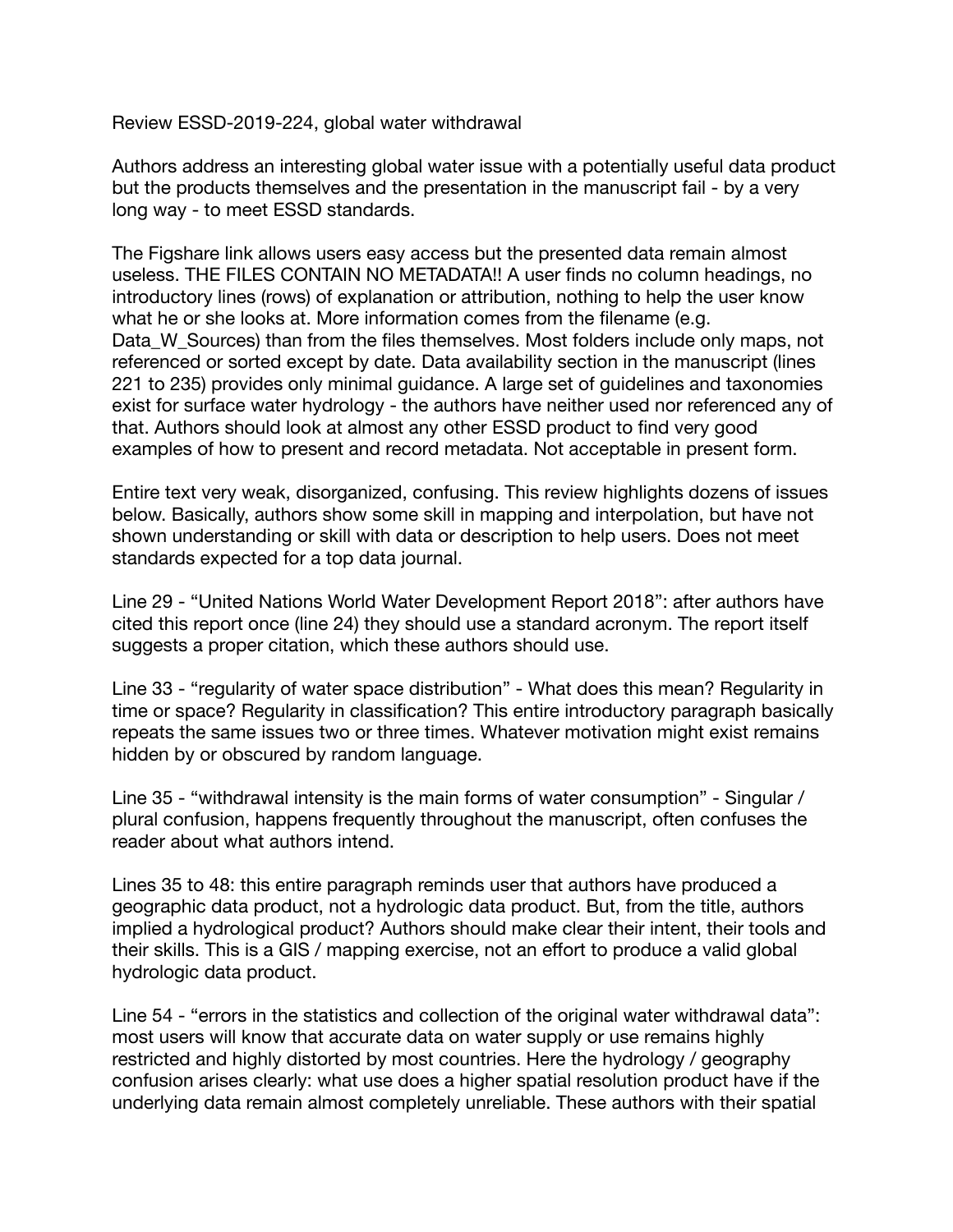Review ESSD-2019-224, global water withdrawal

Authors address an interesting global water issue with a potentially useful data product but the products themselves and the presentation in the manuscript fail - by a very long way - to meet ESSD standards.

The Figshare link allows users easy access but the presented data remain almost useless. THE FILES CONTAIN NO METADATA!! A user finds no column headings, no introductory lines (rows) of explanation or attribution, nothing to help the user know what he or she looks at. More information comes from the filename (e.g. Data_W_Sources) than from the files themselves. Most folders include only maps, not referenced or sorted except by date. Data availability section in the manuscript (lines 221 to 235) provides only minimal guidance. A large set of guidelines and taxonomies exist for surface water hydrology - the authors have neither used nor referenced any of that. Authors should look at almost any other ESSD product to find very good examples of how to present and record metadata. Not acceptable in present form.

Entire text very weak, disorganized, confusing. This review highlights dozens of issues below. Basically, authors show some skill in mapping and interpolation, but have not shown understanding or skill with data or description to help users. Does not meet standards expected for a top data journal.

Line 29 - "United Nations World Water Development Report 2018": after authors have cited this report once (line 24) they should use a standard acronym. The report itself suggests a proper citation, which these authors should use.

Line 33 - "regularity of water space distribution" - What does this mean? Regularity in time or space? Regularity in classification? This entire introductory paragraph basically repeats the same issues two or three times. Whatever motivation might exist remains hidden by or obscured by random language.

Line 35 - "withdrawal intensity is the main forms of water consumption" - Singular / plural confusion, happens frequently throughout the manuscript, often confuses the reader about what authors intend.

Lines 35 to 48: this entire paragraph reminds user that authors have produced a geographic data product, not a hydrologic data product. But, from the title, authors implied a hydrological product? Authors should make clear their intent, their tools and their skills. This is a GIS / mapping exercise, not an effort to produce a valid global hydrologic data product.

Line 54 - "errors in the statistics and collection of the original water withdrawal data": most users will know that accurate data on water supply or use remains highly restricted and highly distorted by most countries. Here the hydrology / geography confusion arises clearly: what use does a higher spatial resolution product have if the underlying data remain almost completely unreliable. These authors with their spatial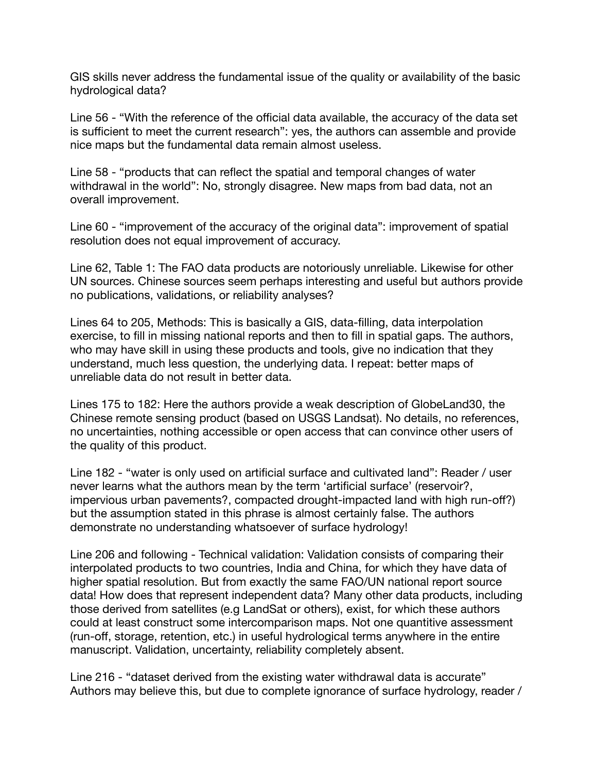GIS skills never address the fundamental issue of the quality or availability of the basic hydrological data?

Line 56 - "With the reference of the official data available, the accuracy of the data set is sufficient to meet the current research": yes, the authors can assemble and provide nice maps but the fundamental data remain almost useless.

Line 58 - "products that can reflect the spatial and temporal changes of water withdrawal in the world": No, strongly disagree. New maps from bad data, not an overall improvement.

Line 60 - "improvement of the accuracy of the original data": improvement of spatial resolution does not equal improvement of accuracy.

Line 62, Table 1: The FAO data products are notoriously unreliable. Likewise for other UN sources. Chinese sources seem perhaps interesting and useful but authors provide no publications, validations, or reliability analyses?

Lines 64 to 205, Methods: This is basically a GIS, data-filling, data interpolation exercise, to fill in missing national reports and then to fill in spatial gaps. The authors, who may have skill in using these products and tools, give no indication that they understand, much less question, the underlying data. I repeat: better maps of unreliable data do not result in better data.

Lines 175 to 182: Here the authors provide a weak description of GlobeLand30, the Chinese remote sensing product (based on USGS Landsat). No details, no references, no uncertainties, nothing accessible or open access that can convince other users of the quality of this product.

Line 182 - "water is only used on artificial surface and cultivated land": Reader / user never learns what the authors mean by the term 'artificial surface' (reservoir?, impervious urban pavements?, compacted drought-impacted land with high run-off?) but the assumption stated in this phrase is almost certainly false. The authors demonstrate no understanding whatsoever of surface hydrology!

Line 206 and following - Technical validation: Validation consists of comparing their interpolated products to two countries, India and China, for which they have data of higher spatial resolution. But from exactly the same FAO/UN national report source data! How does that represent independent data? Many other data products, including those derived from satellites (e.g LandSat or others), exist, for which these authors could at least construct some intercomparison maps. Not one quantitive assessment (run-off, storage, retention, etc.) in useful hydrological terms anywhere in the entire manuscript. Validation, uncertainty, reliability completely absent.

Line 216 - "dataset derived from the existing water withdrawal data is accurate" Authors may believe this, but due to complete ignorance of surface hydrology, reader /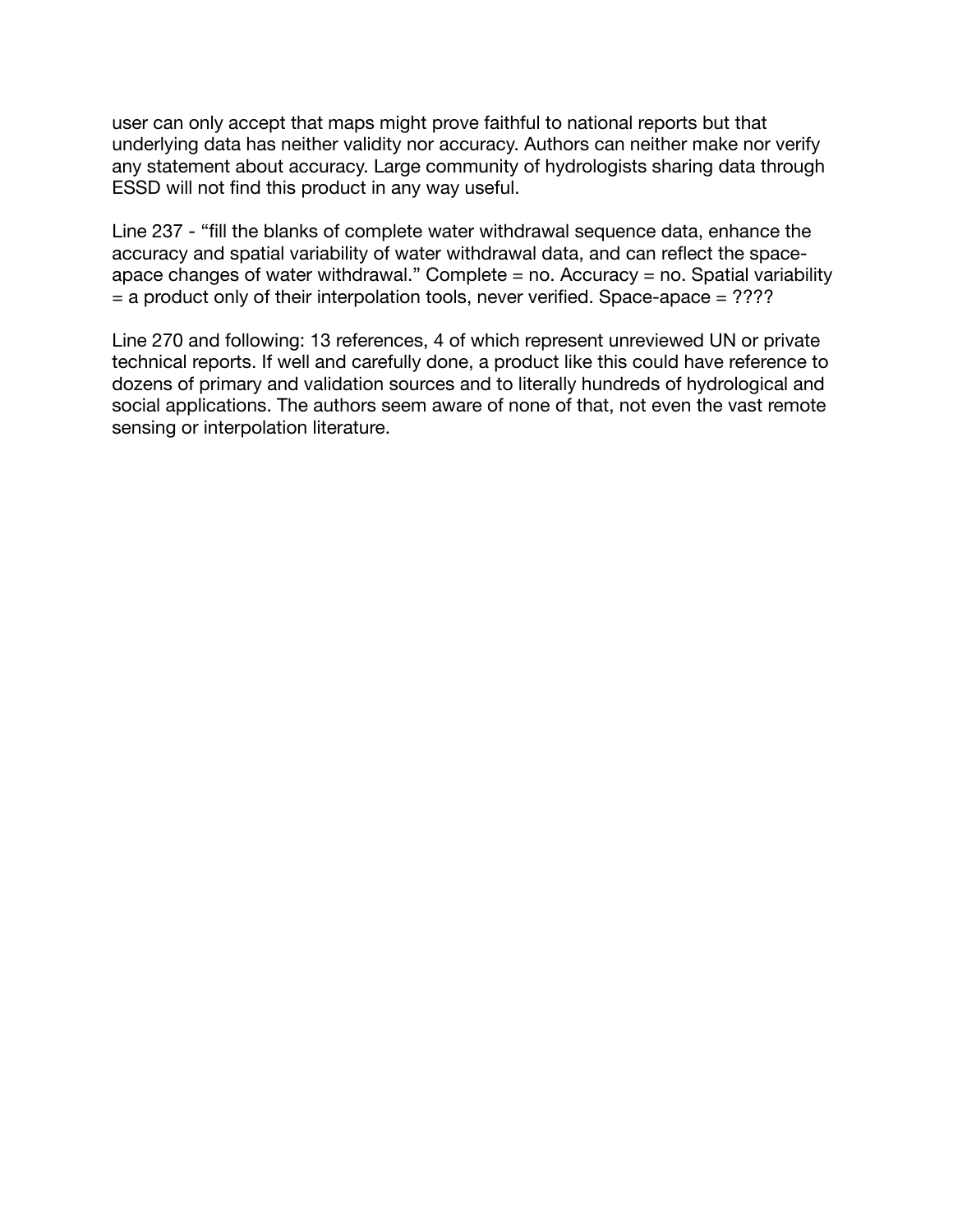user can only accept that maps might prove faithful to national reports but that underlying data has neither validity nor accuracy. Authors can neither make nor verify any statement about accuracy. Large community of hydrologists sharing data through ESSD will not find this product in any way useful.

Line 237 - "fill the blanks of complete water withdrawal sequence data, enhance the accuracy and spatial variability of water withdrawal data, and can reflect the space-apace changes of water withdrawal." Complete = no. Accuracy = no. Spatial variability = a product only of their interpolation tools, never verified. Space-apace = ????

Line 270 and following: 13 references, 4 of which represent unreviewed UN or private technical reports. If well and carefully done, a product like this could have reference to dozens of primary and validation sources and to literally hundreds of hydrological and social applications. The authors seem aware of none of that, not even the vast remote sensing or interpolation literature.